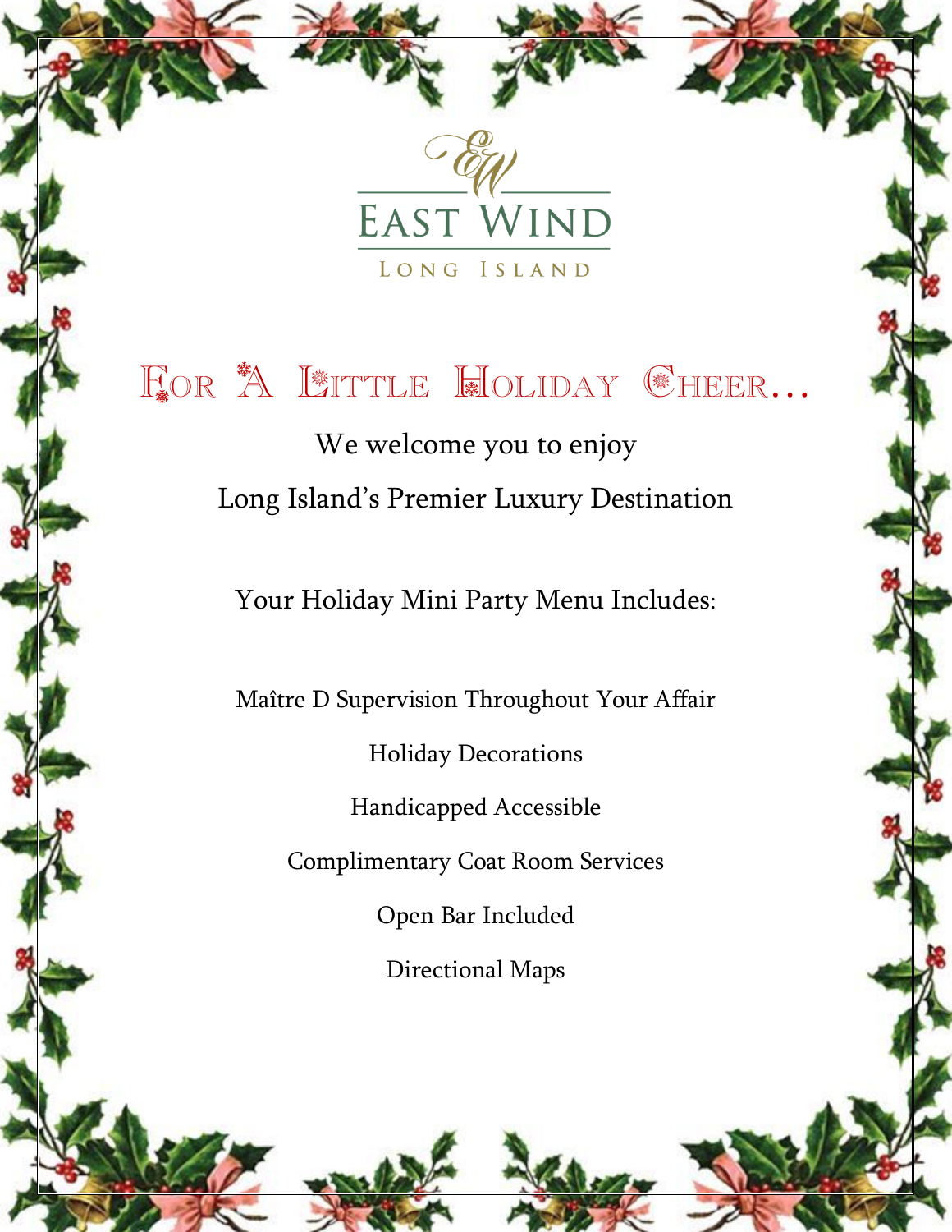EAST WIND

LONG ISLAND

# For A Little Holiday Cheer…

We welcome you to enjoy

Long Island's Premier Luxury Destination

Your Holiday Mini Party Menu Includes:

Maître D Supervision Throughout Your Affair

Holiday Decorations

Handicapped Accessible

Complimentary Coat Room Services

Open Bar Included

Directional Maps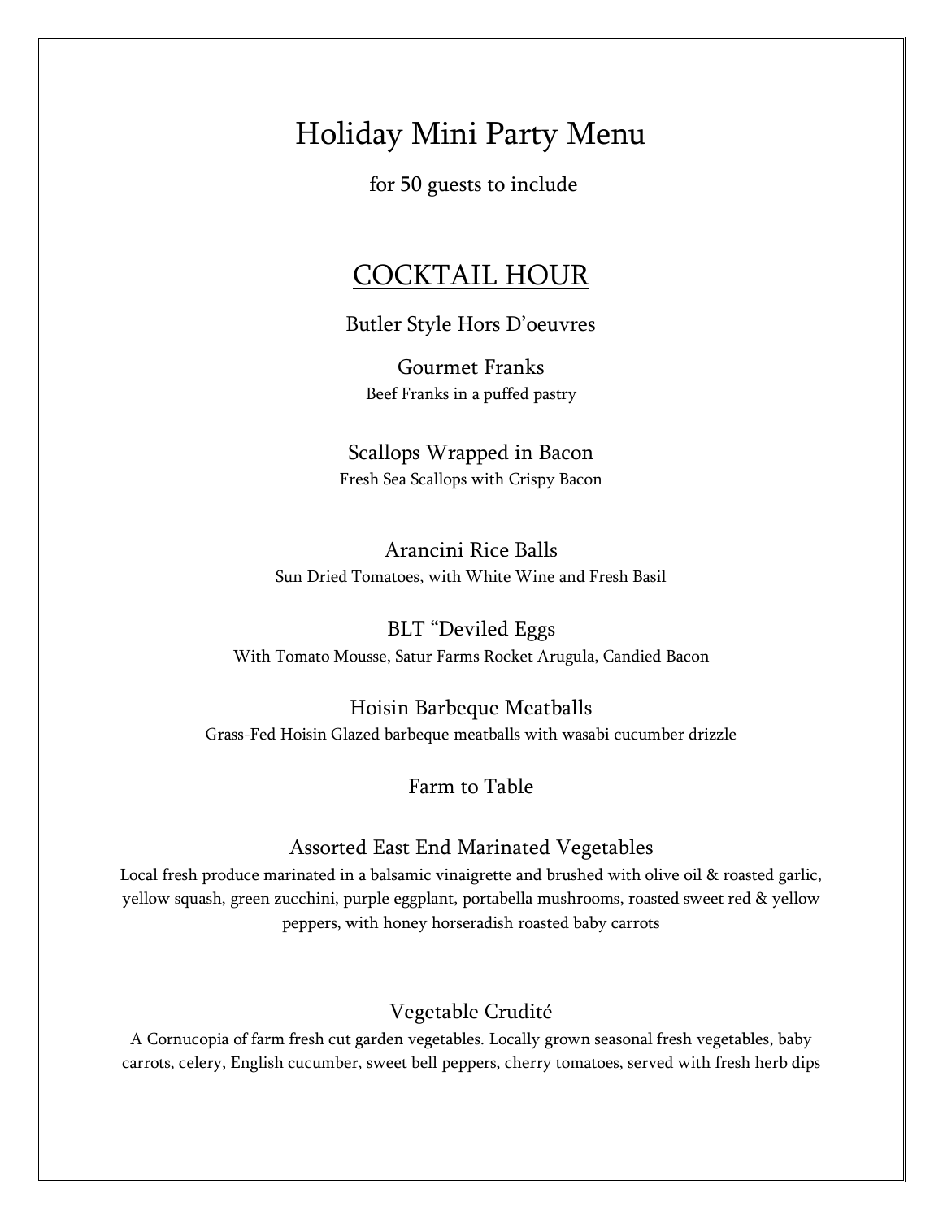# Holiday Mini Party Menu

for 50 guests to include

## COCKTAIL HOUR

### Butler Style Hors D'oeuvres

Gourmet Franks
Beef Franks in a puffed pastry

Scallops Wrapped in Bacon
Fresh Sea Scallops with Crispy Bacon

Arancini Rice Balls
Sun Dried Tomatoes, with White Wine and Fresh Basil

BLT "Deviled Eggs
With Tomato Mousse, Satur Farms Rocket Arugula, Candied Bacon

Hoisin Barbeque Meatballs
Grass-Fed Hoisin Glazed barbeque meatballs with wasabi cucumber drizzle

### Farm to Table

Assorted East End Marinated Vegetables
Local fresh produce marinated in a balsamic vinaigrette and brushed with olive oil & roasted garlic, yellow squash, green zucchini, purple eggplant, portabella mushrooms, roasted sweet red & yellow peppers, with honey horseradish roasted baby carrots

Vegetable Crudité
A Cornucopia of farm fresh cut garden vegetables. Locally grown seasonal fresh vegetables, baby carrots, celery, English cucumber, sweet bell peppers, cherry tomatoes, served with fresh herb dips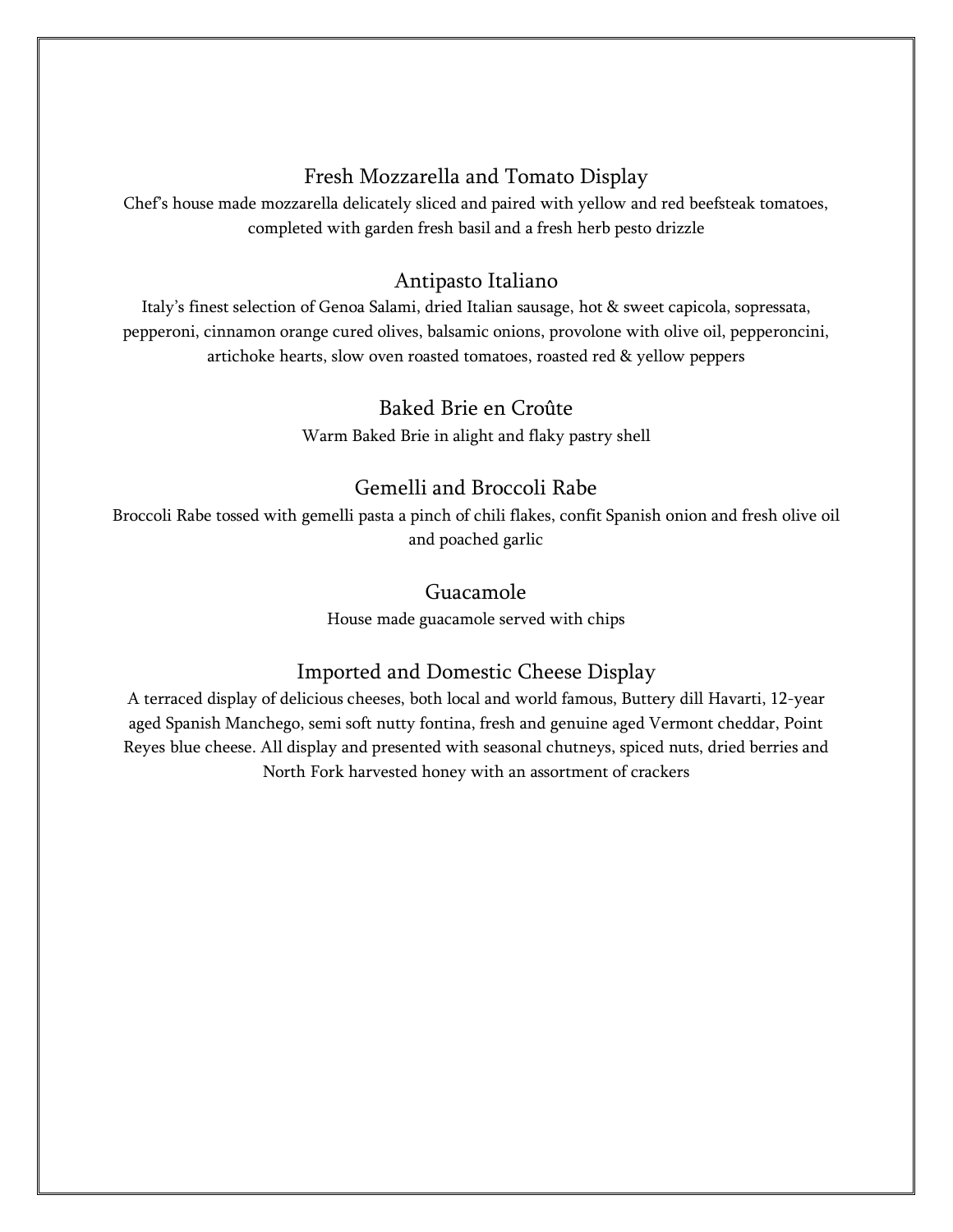## Fresh Mozzarella and Tomato Display

Chef's house made mozzarella delicately sliced and paired with yellow and red beefsteak tomatoes, completed with garden fresh basil and a fresh herb pesto drizzle

## Antipasto Italiano

Italy's finest selection of Genoa Salami, dried Italian sausage, hot & sweet capicola, sopressata, pepperoni, cinnamon orange cured olives, balsamic onions, provolone with olive oil, pepperoncini, artichoke hearts, slow oven roasted tomatoes, roasted red & yellow peppers

## Baked Brie en Croûte

Warm Baked Brie in alight and flaky pastry shell

## Gemelli and Broccoli Rabe

Broccoli Rabe tossed with gemelli pasta a pinch of chili flakes, confit Spanish onion and fresh olive oil and poached garlic

## Guacamole

House made guacamole served with chips

## Imported and Domestic Cheese Display

A terraced display of delicious cheeses, both local and world famous, Buttery dill Havarti, 12-year aged Spanish Manchego, semi soft nutty fontina, fresh and genuine aged Vermont cheddar, Point Reyes blue cheese. All display and presented with seasonal chutneys, spiced nuts, dried berries and North Fork harvested honey with an assortment of crackers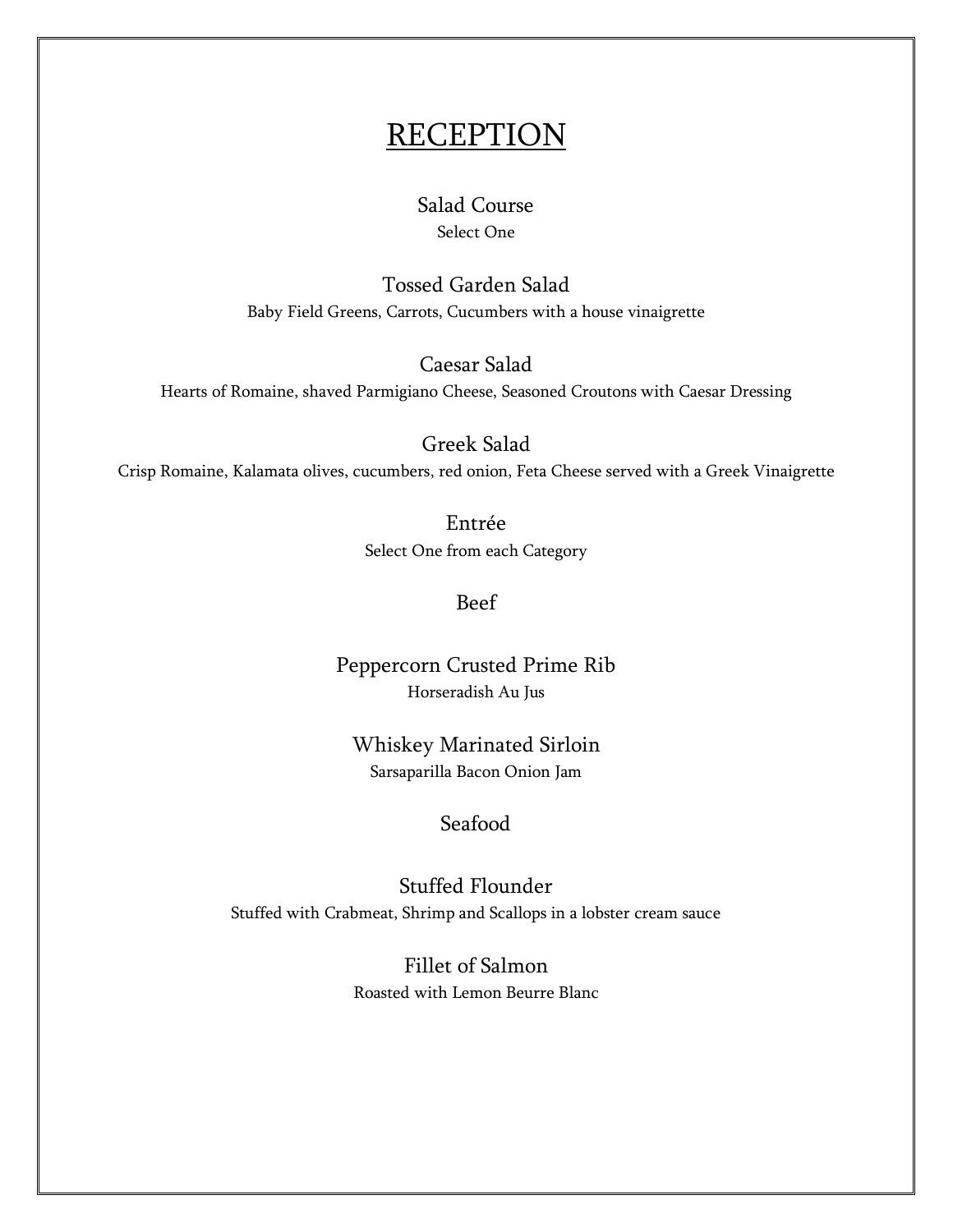# RECEPTION

## Salad Course

Select One

### Tossed Garden Salad

Baby Field Greens, Carrots, Cucumbers with a house vinaigrette

### Caesar Salad

Hearts of Romaine, shaved Parmigiano Cheese, Seasoned Croutons with Caesar Dressing

### Greek Salad

Crisp Romaine, Kalamata olives, cucumbers, red onion, Feta Cheese served with a Greek Vinaigrette

## Entrée

Select One from each Category

### Beef

#### Peppercorn Crusted Prime Rib

Horseradish Au Jus

#### Whiskey Marinated Sirloin

Sarsaparilla Bacon Onion Jam

### Seafood

#### Stuffed Flounder

Stuffed with Crabmeat, Shrimp and Scallops in a lobster cream sauce

#### Fillet of Salmon

Roasted with Lemon Beurre Blanc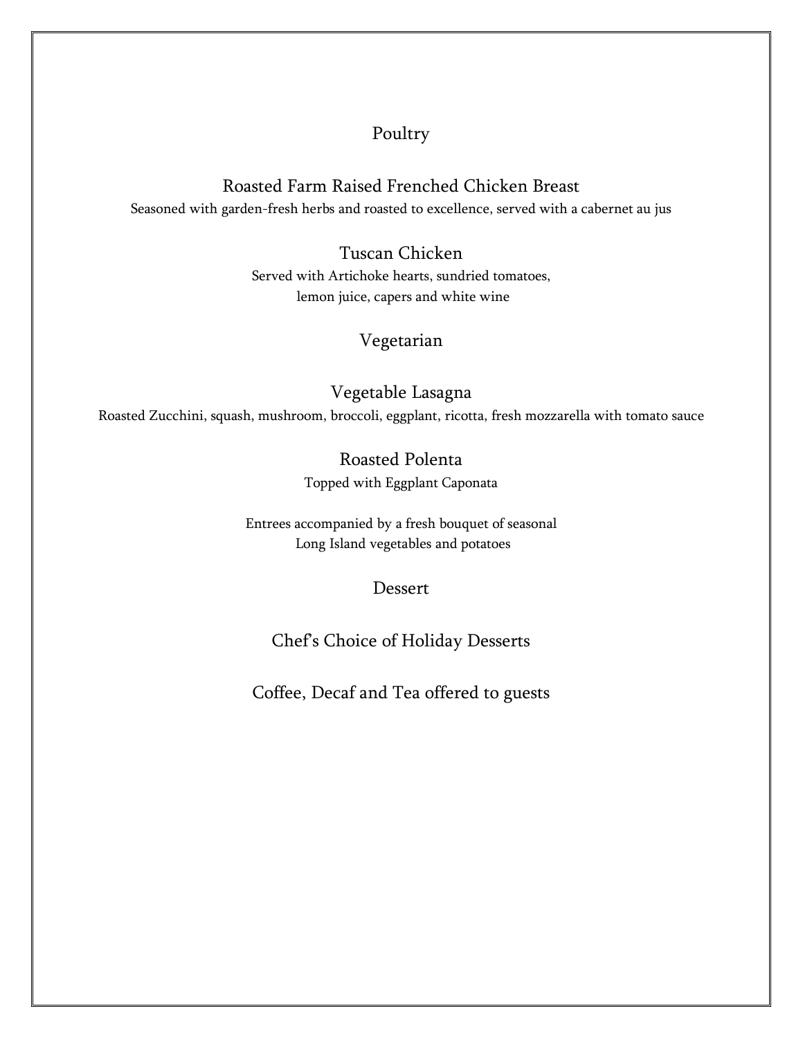## Poultry

### Roasted Farm Raised Frenched Chicken Breast

Seasoned with garden-fresh herbs and roasted to excellence, served with a cabernet au jus

### Tuscan Chicken

Served with Artichoke hearts, sundried tomatoes,
lemon juice, capers and white wine

## Vegetarian

### Vegetable Lasagna

Roasted Zucchini, squash, mushroom, broccoli, eggplant, ricotta, fresh mozzarella with tomato sauce

### Roasted Polenta

Topped with Eggplant Caponata

Entrees accompanied by a fresh bouquet of seasonal
Long Island vegetables and potatoes

## Dessert

### Chef's Choice of Holiday Desserts

### Coffee, Decaf and Tea offered to guests